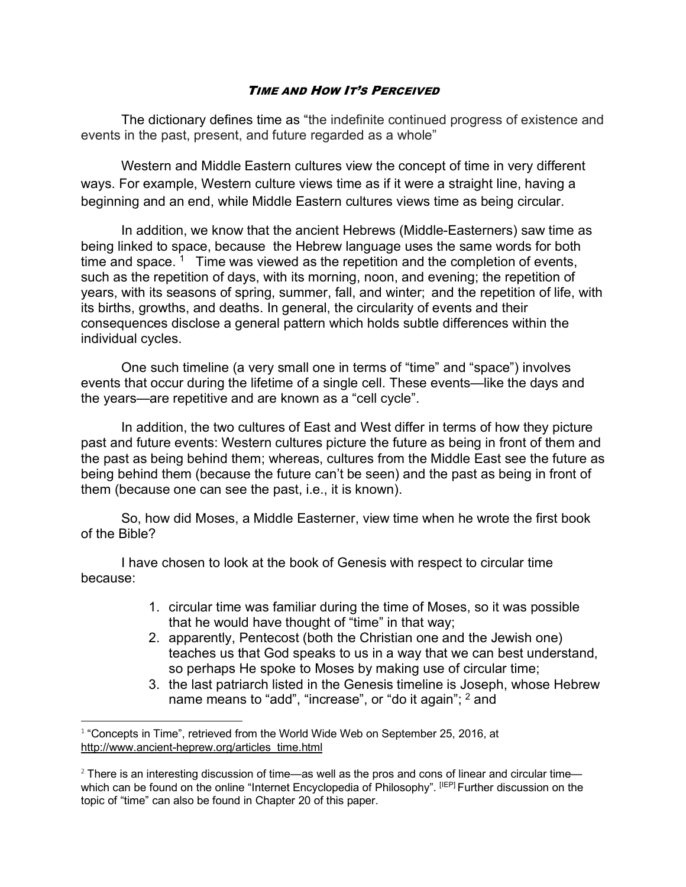# *Time and How It's Perceived*

The dictionary defines time as "the indefinite continued progress of existence and events in the past, present, and future regarded as a whole"

Western and Middle Eastern cultures view the concept of time in very different ways. For example, Western culture views time as if it were a straight line, having a beginning and an end, while Middle Eastern cultures views time as being circular.

In addition, we know that the ancient Hebrews (Middle-Easterners) saw time as being linked to space, because the Hebrew language uses the same words for both time and space. [1] Time was viewed as the repetition and the completion of events, such as the repetition of days, with its morning, noon, and evening; the repetition of years, with its seasons of spring, summer, fall, and winter; and the repetition of life, with its births, growths, and deaths. In general, the circularity of events and their consequences disclose a general pattern which holds subtle differences within the individual cycles.

One such timeline (a very small one in terms of "time" and "space") involves events that occur during the lifetime of a single cell. These events—like the days and the years—are repetitive and are known as a "cell cycle".

In addition, the two cultures of East and West differ in terms of how they picture past and future events: Western cultures picture the future as being in front of them and the past as being behind them; whereas, cultures from the Middle East see the future as being behind them (because the future can't be seen) and the past as being in front of them (because one can see the past, i.e., it is known).

So, how did Moses, a Middle Easterner, view time when he wrote the first book of the Bible?

I have chosen to look at the book of Genesis with respect to circular time because:

1. circular time was familiar during the time of Moses, so it was possible that he would have thought of "time" in that way;
2. apparently, Pentecost (both the Christian one and the Jewish one) teaches us that God speaks to us in a way that we can best understand, so perhaps He spoke to Moses by making use of circular time;
3. the last patriarch listed in the Genesis timeline is Joseph, whose Hebrew name means to "add", "increase", or "do it again"; [2] and

---

[1] "Concepts in Time", retrieved from the World Wide Web on September 25, 2016, at http://www.ancient-heprew.org/articles_time.html

[2] There is an interesting discussion of time—as well as the pros and cons of linear and circular time—which can be found on the online "Internet Encyclopedia of Philosophy". [IEP] Further discussion on the topic of "time" can also be found in Chapter 20 of this paper.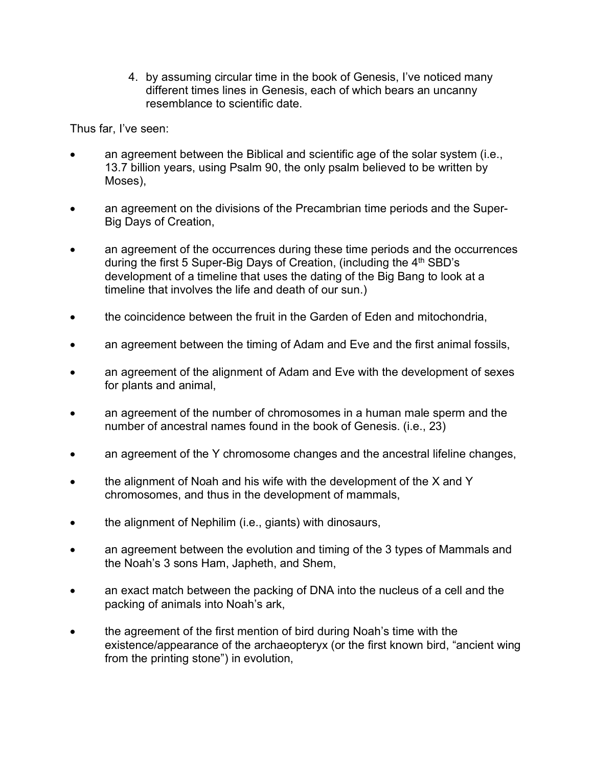4. by assuming circular time in the book of Genesis, I've noticed many different times lines in Genesis, each of which bears an uncanny resemblance to scientific date.

Thus far, I've seen:

- an agreement between the Biblical and scientific age of the solar system (i.e., 13.7 billion years, using Psalm 90, the only psalm believed to be written by Moses),
- an agreement on the divisions of the Precambrian time periods and the Super-Big Days of Creation,
- an agreement of the occurrences during these time periods and the occurrences during the first 5 Super-Big Days of Creation, (including the 4th SBD's development of a timeline that uses the dating of the Big Bang to look at a timeline that involves the life and death of our sun.)
- the coincidence between the fruit in the Garden of Eden and mitochondria,
- an agreement between the timing of Adam and Eve and the first animal fossils,
- an agreement of the alignment of Adam and Eve with the development of sexes for plants and animal,
- an agreement of the number of chromosomes in a human male sperm and the number of ancestral names found in the book of Genesis. (i.e., 23)
- an agreement of the Y chromosome changes and the ancestral lifeline changes,
- the alignment of Noah and his wife with the development of the X and Y chromosomes, and thus in the development of mammals,
- the alignment of Nephilim (i.e., giants) with dinosaurs,
- an agreement between the evolution and timing of the 3 types of Mammals and the Noah's 3 sons Ham, Japheth, and Shem,
- an exact match between the packing of DNA into the nucleus of a cell and the packing of animals into Noah's ark,
- the agreement of the first mention of bird during Noah's time with the existence/appearance of the archaeopteryx (or the first known bird, "ancient wing from the printing stone") in evolution,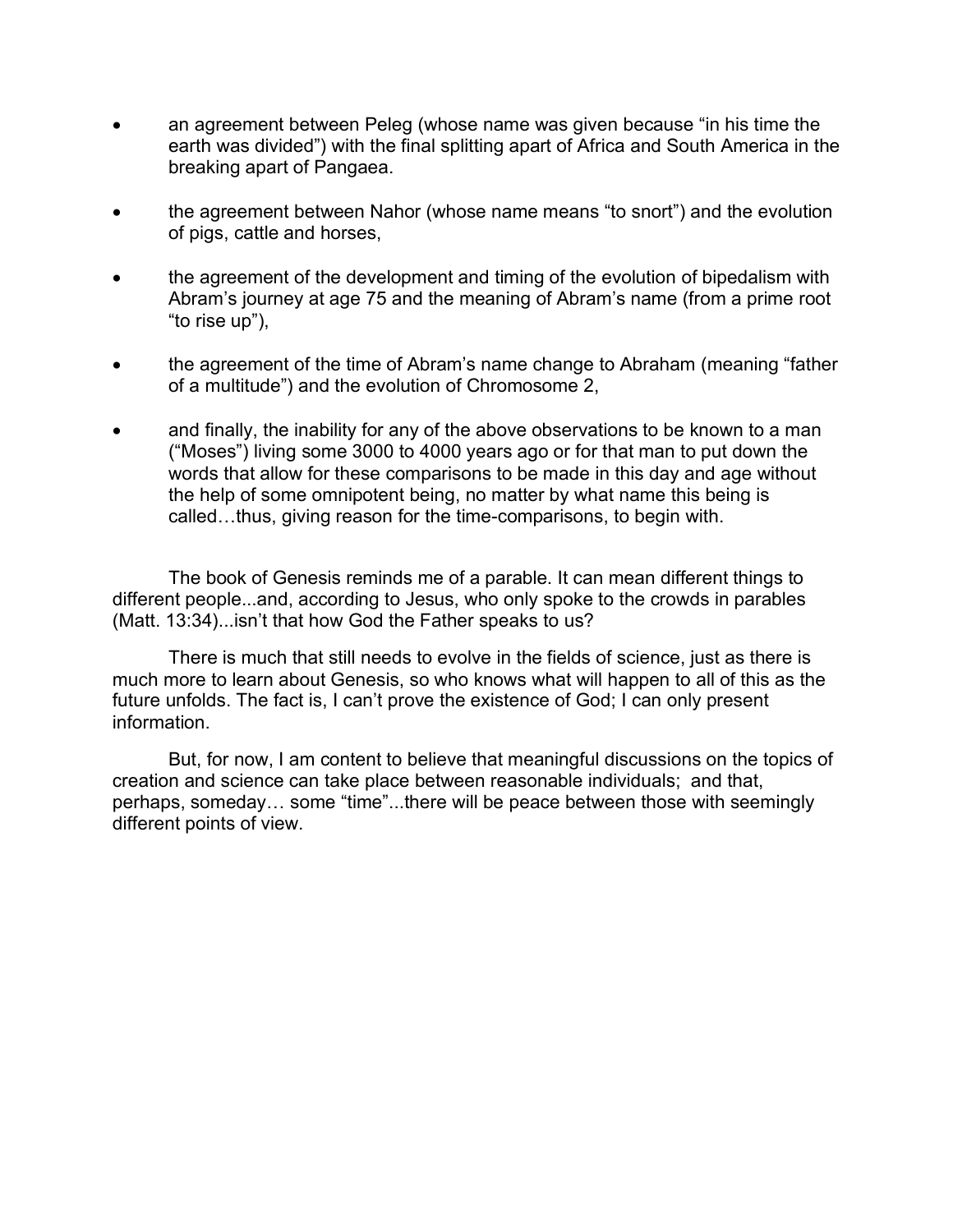- an agreement between Peleg (whose name was given because "in his time the earth was divided") with the final splitting apart of Africa and South America in the breaking apart of Pangaea.

- the agreement between Nahor (whose name means "to snort") and the evolution of pigs, cattle and horses,

- the agreement of the development and timing of the evolution of bipedalism with Abram's journey at age 75 and the meaning of Abram's name (from a prime root "to rise up"),

- the agreement of the time of Abram's name change to Abraham (meaning "father of a multitude") and the evolution of Chromosome 2,

- and finally, the inability for any of the above observations to be known to a man ("Moses") living some 3000 to 4000 years ago or for that man to put down the words that allow for these comparisons to be made in this day and age without the help of some omnipotent being, no matter by what name this being is called…thus, giving reason for the time-comparisons, to begin with.

The book of Genesis reminds me of a parable. It can mean different things to different people...and, according to Jesus, who only spoke to the crowds in parables (Matt. 13:34)...isn't that how God the Father speaks to us?

There is much that still needs to evolve in the fields of science, just as there is much more to learn about Genesis, so who knows what will happen to all of this as the future unfolds. The fact is, I can't prove the existence of God; I can only present information.

But, for now, I am content to believe that meaningful discussions on the topics of creation and science can take place between reasonable individuals; and that, perhaps, someday… some "time"...there will be peace between those with seemingly different points of view.